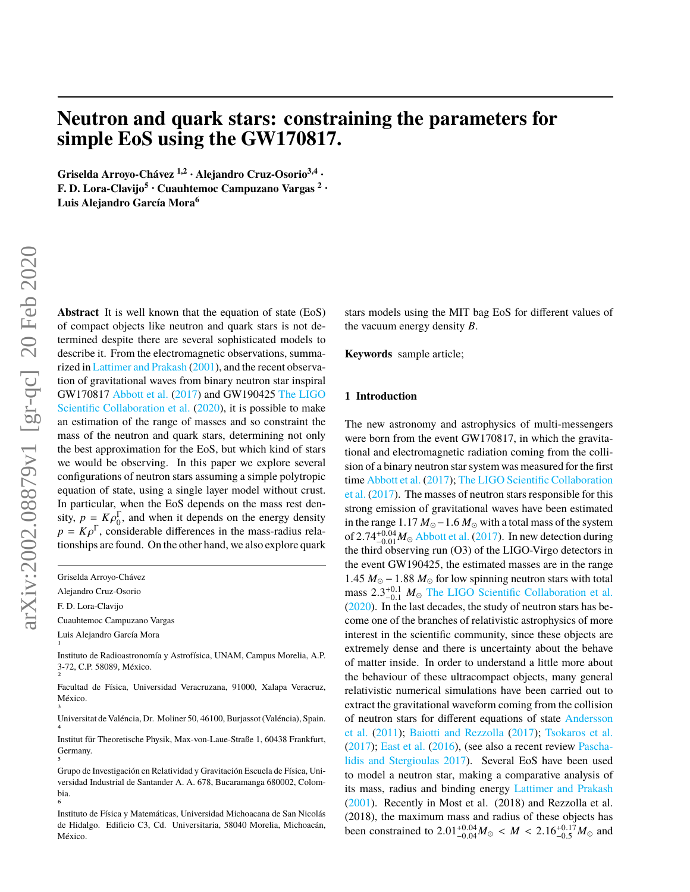# Neutron and quark stars: constraining the parameters for simple EoS using the GW170817.

**Griselda Arroyo-Chávez [1,2] · Alejandro Cruz-Osorio[3,4] · F. D. Lora-Clavijo[5] · Cuauhtemoc Campuzano Vargas [2] · Luis Alejandro García Mora[6]**

**Abstract** It is well known that the equation of state (EoS) of compact objects like neutron and quark stars is not determined despite there are several sophisticated models to describe it. From the electromagnetic observations, summarized in Lattimer and Prakash (2001), and the recent observation of gravitational waves from binary neutron star inspiral GW170817 Abbott et al. (2017) and GW190425 The LIGO Scientific Collaboration et al. (2020), it is possible to make an estimation of the range of masses and so constraint the mass of the neutron and quark stars, determining not only the best approximation for the EoS, but which kind of stars we would be observing. In this paper we explore several configurations of neutron stars assuming a simple polytropic equation of state, using a single layer model without crust. In particular, when the EoS depends on the mass rest density, $p = K\rho_0^\Gamma$, and when it depends on the energy density $p = K\rho^\Gamma$, considerable differences in the mass-radius relationships are found. On the other hand, we also explore quark stars models using the MIT bag EoS for different values of the vacuum energy density $B$.

**Keywords** sample article;

Griselda Arroyo-Chávez

Alejandro Cruz-Osorio

F. D. Lora-Clavijo

Cuauhtemoc Campuzano Vargas

Luis Alejandro García Mora

[1] Instituto de Radioastronomía y Astrofísica, UNAM, Campus Morelia, A.P. 3-72, C.P. 58089, México.

[2] Facultad de Física, Universidad Veracruzana, 91000, Xalapa Veracruz, México.

[3] Universitat de Valéncia, Dr. Moliner 50, 46100, Burjassot (Valéncia), Spain.

[4] Institut für Theoretische Physik, Max-von-Laue-Straße 1, 60438 Frankfurt, Germany.

[5] Grupo de Investigación en Relatividad y Gravitación Escuela de Física, Universidad Industrial de Santander A. A. 678, Bucaramanga 680002, Colombia.

[6] Instituto de Física y Matemáticas, Universidad Michoacana de San Nicolás de Hidalgo. Edificio C3, Cd. Universitaria, 58040 Morelia, Michoacán, México.

## 1 Introduction

The new astronomy and astrophysics of multi-messengers were born from the event GW170817, in which the gravitational and electromagnetic radiation coming from the collision of a binary neutron star system was measured for the first time Abbott et al. (2017); The LIGO Scientific Collaboration et al. (2017). The masses of neutron stars responsible for this strong emission of gravitational waves have been estimated in the range $1.17\,M_\odot - 1.6\,M_\odot$ with a total mass of the system of $2.74^{+0.04}_{-0.01} M_\odot$ Abbott et al. (2017). In new detection during the third observing run (O3) of the LIGO-Virgo detectors in the event GW190425, the estimated masses are in the range $1.45\,M_\odot - 1.88\,M_\odot$ for low spinning neutron stars with total mass $2.3^{+0.1}_{-0.1}\,M_\odot$ The LIGO Scientific Collaboration et al. (2020). In the last decades, the study of neutron stars has become one of the branches of relativistic astrophysics of more interest in the scientific community, since these objects are extremely dense and there is uncertainty about the behave of matter inside. In order to understand a little more about the behaviour of these ultracompact objects, many general relativistic numerical simulations have been carried out to extract the gravitational waveform coming from the collision of neutron stars for different equations of state Andersson et al. (2011); Baiotti and Rezzolla (2017); Tsokaros et al. (2017); East et al. (2016), (see also a recent review Paschalidis and Stergioulas 2017). Several EoS have been used to model a neutron star, making a comparative analysis of its mass, radius and binding energy Lattimer and Prakash (2001). Recently in Most et al. (2018) and Rezzolla et al. (2018), the maximum mass and radius of these objects has been constrained to $2.01^{+0.04}_{-0.04} M_\odot < M < 2.16^{+0.17}_{-0.5} M_\odot$ and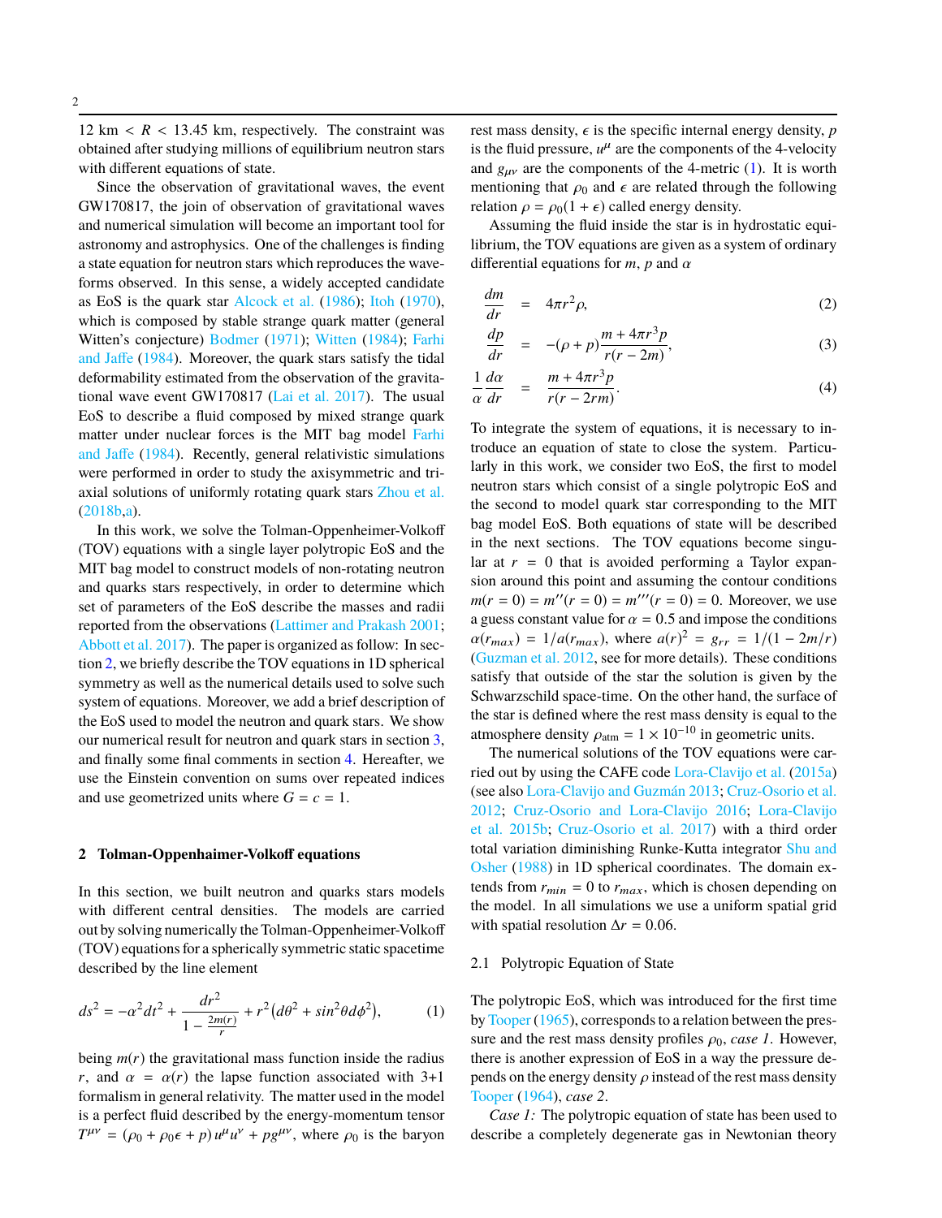12 km $< R <$ 13.45 km, respectively. The constraint was obtained after studying millions of equilibrium neutron stars with different equations of state.

Since the observation of gravitational waves, the event GW170817, the join of observation of gravitational waves and numerical simulation will become an important tool for astronomy and astrophysics. One of the challenges is finding a state equation for neutron stars which reproduces the waveforms observed. In this sense, a widely accepted candidate as EoS is the quark star Alcock et al. (1986); Itoh (1970), which is composed by stable strange quark matter (general Witten's conjecture) Bodmer (1971); Witten (1984); Farhi and Jaffe (1984). Moreover, the quark stars satisfy the tidal deformability estimated from the observation of the gravitational wave event GW170817 (Lai et al. 2017). The usual EoS to describe a fluid composed by mixed strange quark matter under nuclear forces is the MIT bag model Farhi and Jaffe (1984). Recently, general relativistic simulations were performed in order to study the axisymmetric and triaxial solutions of uniformly rotating quark stars Zhou et al. (2018b,a).

In this work, we solve the Tolman-Oppenheimer-Volkoff (TOV) equations with a single layer polytropic EoS and the MIT bag model to construct models of non-rotating neutron and quarks stars respectively, in order to determine which set of parameters of the EoS describe the masses and radii reported from the observations (Lattimer and Prakash 2001; Abbott et al. 2017). The paper is organized as follow: In section 2, we briefly describe the TOV equations in 1D spherical symmetry as well as the numerical details used to solve such system of equations. Moreover, we add a brief description of the EoS used to model the neutron and quark stars. We show our numerical result for neutron and quark stars in section 3, and finally some final comments in section 4. Hereafter, we use the Einstein convention on sums over repeated indices and use geometrized units where $G = c = 1$.

## 2 Tolman-Oppenhaimer-Volkoff equations

In this section, we built neutron and quarks stars models with different central densities. The models are carried out by solving numerically the Tolman-Oppenheimer-Volkoff (TOV) equations for a spherically symmetric static spacetime described by the line element

$$ds^2 = -\alpha^2 dt^2 + \frac{dr^2}{1 - \frac{2m(r)}{r}} + r^2\left(d\theta^2 + sin^2\theta d\phi^2\right), \tag{1}$$

being $m(r)$ the gravitational mass function inside the radius $r$, and $\alpha = \alpha(r)$ the lapse function associated with 3+1 formalism in general relativity. The matter used in the model is a perfect fluid described by the energy-momentum tensor $T^{\mu\nu} = (\rho_0 + \rho_0\epsilon + p)\,u^\mu u^\nu + pg^{\mu\nu}$, where $\rho_0$ is the baryon rest mass density, $\epsilon$ is the specific internal energy density, $p$ is the fluid pressure, $u^\mu$ are the components of the 4-velocity and $g_{\mu\nu}$ are the components of the 4-metric (1). It is worth mentioning that $\rho_0$ and $\epsilon$ are related through the following relation $\rho = \rho_0(1 + \epsilon)$ called energy density.

Assuming the fluid inside the star is in hydrostatic equilibrium, the TOV equations are given as a system of ordinary differential equations for $m$, $p$ and $\alpha$

$$\frac{dm}{dr} = 4\pi r^2 \rho, \tag{2}$$

$$\frac{dp}{dr} = -(\rho + p)\frac{m + 4\pi r^3 p}{r(r - 2m)}, \tag{3}$$

$$\frac{1}{\alpha}\frac{d\alpha}{dr} = \frac{m + 4\pi r^3 p}{r(r - 2rm)}. \tag{4}$$

To integrate the system of equations, it is necessary to introduce an equation of state to close the system. Particularly in this work, we consider two EoS, the first to model neutron stars which consist of a single polytropic EoS and the second to model quark star corresponding to the MIT bag model EoS. Both equations of state will be described in the next sections. The TOV equations become singular at $r = 0$ that is avoided performing a Taylor expansion around this point and assuming the contour conditions $m(r = 0) = m''(r = 0) = m'''(r = 0) = 0$. Moreover, we use a guess constant value for $\alpha = 0.5$ and impose the conditions $\alpha(r_{max}) = 1/a(r_{max})$, where $a(r)^2 = g_{rr} = 1/(1 - 2m/r)$ (Guzman et al. 2012, see for more details). These conditions satisfy that outside of the star the solution is given by the Schwarzschild space-time. On the other hand, the surface of the star is defined where the rest mass density is equal to the atmosphere density $\rho_{\rm atm} = 1 \times 10^{-10}$ in geometric units.

The numerical solutions of the TOV equations were carried out by using the CAFE code Lora-Clavijo et al. (2015a) (see also Lora-Clavijo and Guzmán 2013; Cruz-Osorio et al. 2012; Cruz-Osorio and Lora-Clavijo 2016; Lora-Clavijo et al. 2015b; Cruz-Osorio et al. 2017) with a third order total variation diminishing Runke-Kutta integrator Shu and Osher (1988) in 1D spherical coordinates. The domain extends from $r_{min} = 0$ to $r_{max}$, which is chosen depending on the model. In all simulations we use a uniform spatial grid with spatial resolution $\Delta r = 0.06$.

### 2.1 Polytropic Equation of State

The polytropic EoS, which was introduced for the first time by Tooper (1965), corresponds to a relation between the pressure and the rest mass density profiles $\rho_0$, *case 1*. However, there is another expression of EoS in a way the pressure depends on the energy density $\rho$ instead of the rest mass density Tooper (1964), *case 2*.

*Case 1:* The polytropic equation of state has been used to describe a completely degenerate gas in Newtonian theory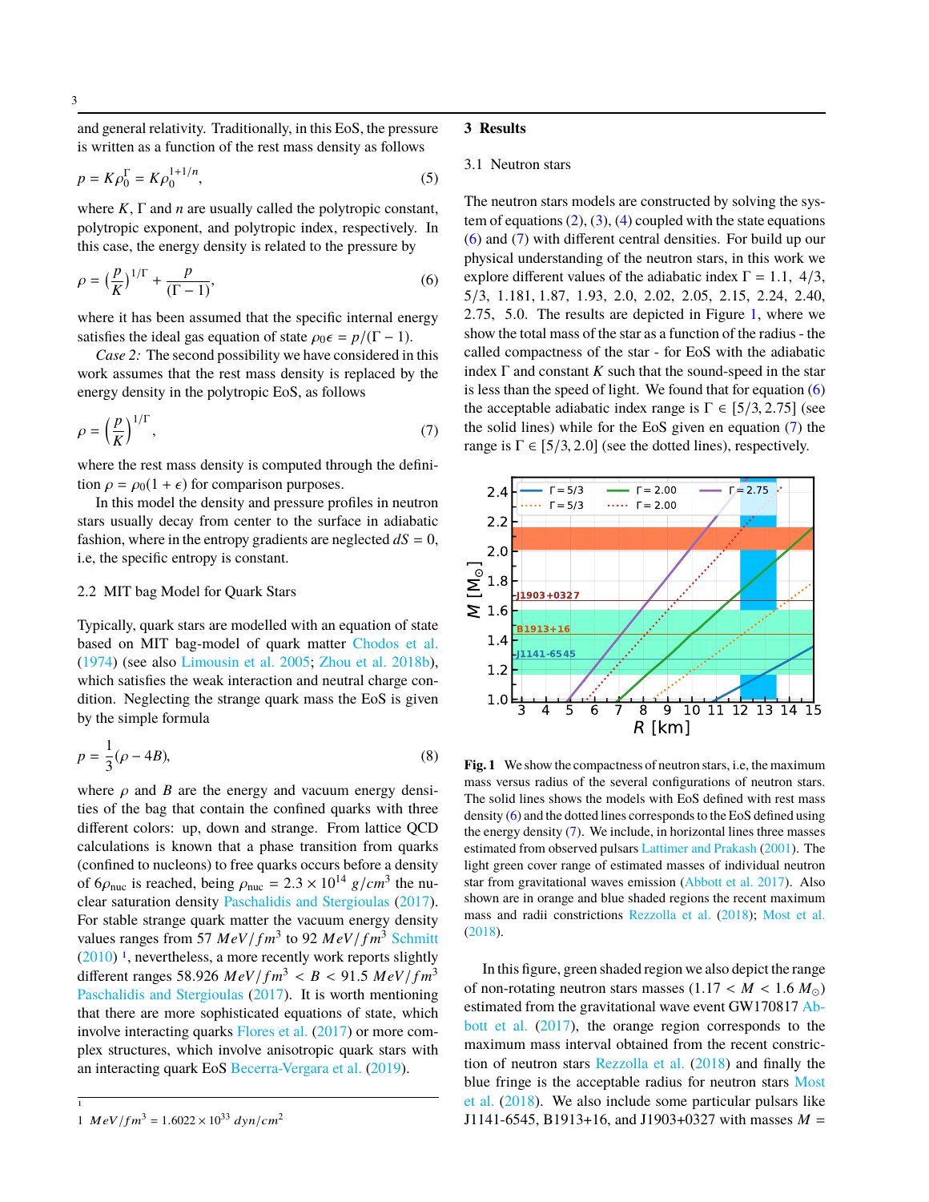and general relativity. Traditionally, in this EoS, the pressure is written as a function of the rest mass density as follows

$$p = K\rho_0^{\Gamma} = K\rho_0^{1+1/n}, \tag{5}$$

where $K$, $\Gamma$ and $n$ are usually called the polytropic constant, polytropic exponent, and polytropic index, respectively. In this case, the energy density is related to the pressure by

$$\rho = \left(\frac{p}{K}\right)^{1/\Gamma} + \frac{p}{(\Gamma - 1)}, \tag{6}$$

where it has been assumed that the specific internal energy satisfies the ideal gas equation of state $\rho_0\epsilon = p/(\Gamma - 1)$.

*Case 2:* The second possibility we have considered in this work assumes that the rest mass density is replaced by the energy density in the polytropic EoS, as follows

$$\rho = \left(\frac{p}{K}\right)^{1/\Gamma}, \tag{7}$$

where the rest mass density is computed through the definition $\rho = \rho_0(1 + \epsilon)$ for comparison purposes.

In this model the density and pressure profiles in neutron stars usually decay from center to the surface in adiabatic fashion, where in the entropy gradients are neglected $dS = 0$, i.e, the specific entropy is constant.

### 2.2 MIT bag Model for Quark Stars

Typically, quark stars are modelled with an equation of state based on MIT bag-model of quark matter Chodos et al. (1974) (see also Limousin et al. 2005; Zhou et al. 2018b), which satisfies the weak interaction and neutral charge condition. Neglecting the strange quark mass the EoS is given by the simple formula

$$p = \frac{1}{3}(\rho - 4B), \tag{8}$$

where $\rho$ and $B$ are the energy and vacuum energy densities of the bag that contain the confined quarks with three different colors: up, down and strange. From lattice QCD calculations is known that a phase transition from quarks (confined to nucleons) to free quarks occurs before a density of $6\rho_{\rm nuc}$ is reached, being $\rho_{\rm nuc} = 2.3 \times 10^{14}\ g/cm^3$ the nuclear saturation density Paschalidis and Stergioulas (2017). For stable strange quark matter the vacuum energy density values ranges from 57 $MeV/fm^3$ to 92 $MeV/fm^3$ Schmitt (2010) [1], nevertheless, a more recently work reports slightly different ranges $58.926\ MeV/fm^3 < B < 91.5\ MeV/fm^3$ Paschalidis and Stergioulas (2017). It is worth mentioning that there are more sophisticated equations of state, which involve interacting quarks Flores et al. (2017) or more complex structures, which involve anisotropic quark stars with an interacting quark EoS Becerra-Vergara et al. (2019).

[1] $1\ MeV/fm^3 = 1.6022 \times 10^{33}\ dyn/cm^2$

## 3 Results

### 3.1 Neutron stars

The neutron stars models are constructed by solving the system of equations (2), (3), (4) coupled with the state equations (6) and (7) with different central densities. For build up our physical understanding of the neutron stars, in this work we explore different values of the adiabatic index $\Gamma = 1.1$, $4/3$, $5/3$, $1.181$, $1.87$, $1.93$, $2.0$, $2.02$, $2.05$, $2.15$, $2.24$, $2.40$, $2.75$, $5.0$. The results are depicted in Figure 1, where we show the total mass of the star as a function of the radius - the called compactness of the star - for EoS with the adiabatic index $\Gamma$ and constant $K$ such that the sound-speed in the star is less than the speed of light. We found that for equation (6) the acceptable adiabatic index range is $\Gamma \in [5/3, 2.75]$ (see the solid lines) while for the EoS given en equation (7) the range is $\Gamma \in [5/3, 2.0]$ (see the dotted lines), respectively.

**Fig. 1** We show the compactness of neutron stars, i.e, the maximum mass versus radius of the several configurations of neutron stars. The solid lines shows the models with EoS defined with rest mass density (6) and the dotted lines corresponds to the EoS defined using the energy density (7). We include, in horizontal lines three masses estimated from observed pulsars Lattimer and Prakash (2001). The light green cover range of estimated masses of individual neutron star from gravitational waves emission (Abbott et al. 2017). Also shown are in orange and blue shaded regions the recent maximum mass and radii constrictions Rezzolla et al. (2018); Most et al. (2018).

In this figure, green shaded region we also depict the range of non-rotating neutron stars masses ($1.17 < M < 1.6\ M_\odot$) estimated from the gravitational wave event GW170817 Abbott et al. (2017), the orange region corresponds to the maximum mass interval obtained from the recent constriction of neutron stars Rezzolla et al. (2018) and finally the blue fringe is the acceptable radius for neutron stars Most et al. (2018). We also include some particular pulsars like J1141-6545, B1913+16, and J1903+0327 with masses $M =$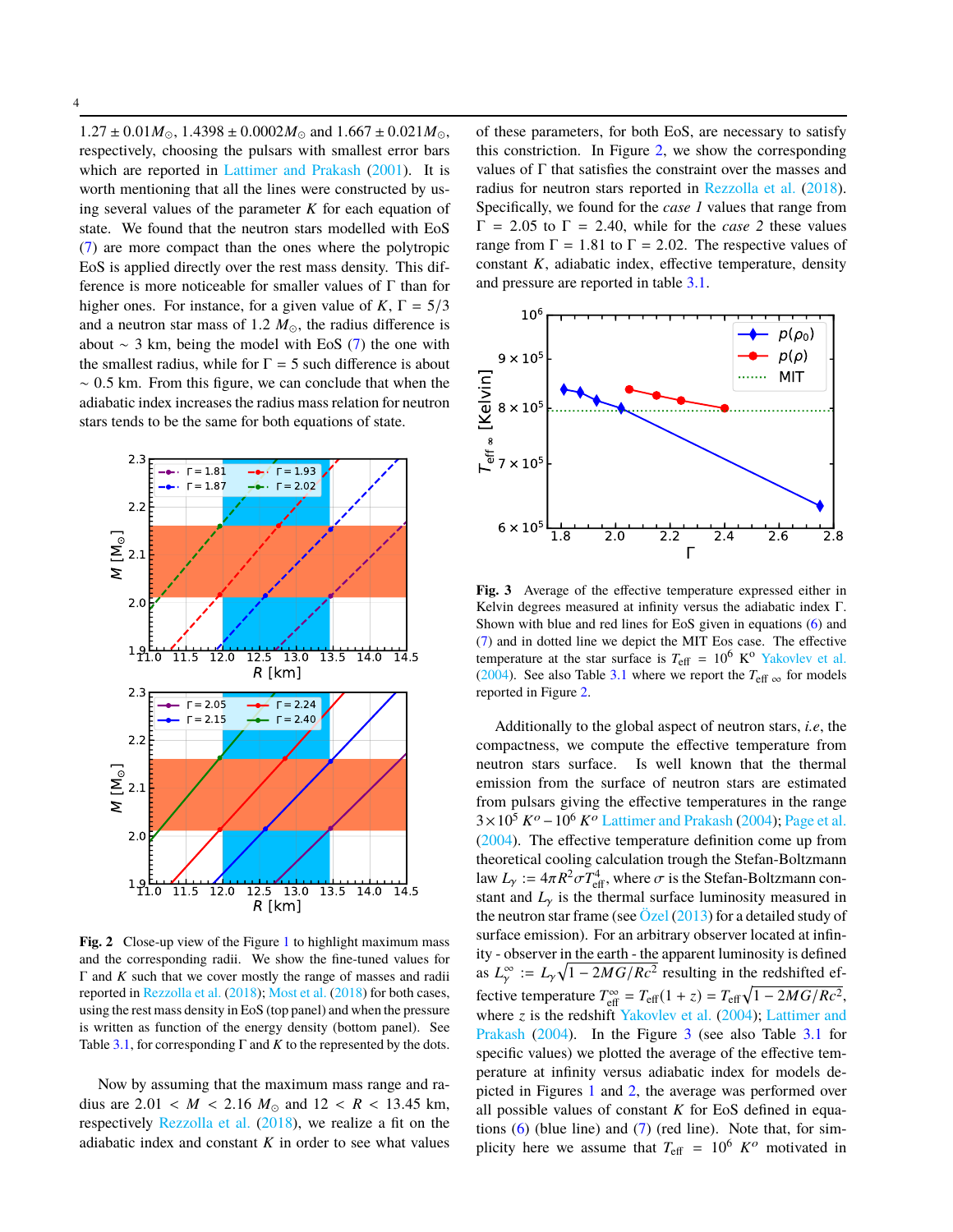$1.27 \pm 0.01 M_\odot$, $1.4398 \pm 0.0002 M_\odot$ and $1.667 \pm 0.021 M_\odot$, respectively, choosing the pulsars with smallest error bars which are reported in Lattimer and Prakash (2001). It is worth mentioning that all the lines were constructed by using several values of the parameter $K$ for each equation of state. We found that the neutron stars modelled with EoS (7) are more compact than the ones where the polytropic EoS is applied directly over the rest mass density. This difference is more noticeable for smaller values of $\Gamma$ than for higher ones. For instance, for a given value of $K$, $\Gamma = 5/3$ and a neutron star mass of $1.2\ M_\odot$, the radius difference is about $\sim 3$ km, being the model with EoS (7) the one with the smallest radius, while for $\Gamma = 5$ such difference is about $\sim 0.5$ km. From this figure, we can conclude that when the adiabatic index increases the radius mass relation for neutron stars tends to be the same for both equations of state.

**Fig. 2** Close-up view of the Figure 1 to highlight maximum mass and the corresponding radii. We show the fine-tuned values for $\Gamma$ and $K$ such that we cover mostly the range of masses and radii reported in Rezzolla et al. (2018); Most et al. (2018) for both cases, using the rest mass density in EoS (top panel) and when the pressure is written as function of the energy density (bottom panel). See Table 3.1, for corresponding $\Gamma$ and $K$ to the represented by the dots.

Now by assuming that the maximum mass range and radius are $2.01 < M < 2.16\ M_\odot$ and $12 < R < 13.45$ km, respectively Rezzolla et al. (2018), we realize a fit on the adiabatic index and constant $K$ in order to see what values of these parameters, for both EoS, are necessary to satisfy this constriction. In Figure 2, we show the corresponding values of $\Gamma$ that satisfies the constraint over the masses and radius for neutron stars reported in Rezzolla et al. (2018). Specifically, we found for the *case 1* values that range from $\Gamma = 2.05$ to $\Gamma = 2.40$, while for the *case 2* these values range from $\Gamma = 1.81$ to $\Gamma = 2.02$. The respective values of constant $K$, adiabatic index, effective temperature, density and pressure are reported in table 3.1.

**Fig. 3** Average of the effective temperature expressed either in Kelvin degrees measured at infinity versus the adiabatic index $\Gamma$. Shown with blue and red lines for EoS given in equations (6) and (7) and in dotted line we depict the MIT Eos case. The effective temperature at the star surface is $T_{\rm eff} = 10^6$ K$^{\rm o}$ Yakovlev et al. (2004). See also Table 3.1 where we report the $T_{\rm eff\ \infty}$ for models reported in Figure 2.

Additionally to the global aspect of neutron stars, *i.e*, the compactness, we compute the effective temperature from neutron stars surface. Is well known that the thermal emission from the surface of neutron stars are estimated from pulsars giving the effective temperatures in the range $3 \times 10^5\ K^o - 10^6\ K^o$ Lattimer and Prakash (2004); Page et al. (2004). The effective temperature definition come up from theoretical cooling calculation trough the Stefan-Boltzmann law $L_\gamma := 4\pi R^2 \sigma T_{\rm eff}^4$, where $\sigma$ is the Stefan-Boltzmann constant and $L_\gamma$ is the thermal surface luminosity measured in the neutron star frame (see Özel (2013) for a detailed study of surface emission). For an arbitrary observer located at infinity - observer in the earth - the apparent luminosity is defined as $L_\gamma^\infty := L_\gamma \sqrt{1 - 2MG/Rc^2}$ resulting in the redshifted effective temperature $T_{\rm eff}^\infty = T_{\rm eff}(1 + z) = T_{\rm eff}\sqrt{1 - 2MG/Rc^2}$, where $z$ is the redshift Yakovlev et al. (2004); Lattimer and Prakash (2004). In the Figure 3 (see also Table 3.1 for specific values) we plotted the average of the effective temperature at infinity versus adiabatic index for models depicted in Figures 1 and 2, the average was performed over all possible values of constant $K$ for EoS defined in equations (6) (blue line) and (7) (red line). Note that, for simplicity here we assume that $T_{\rm eff} = 10^6\ K^o$ motivated in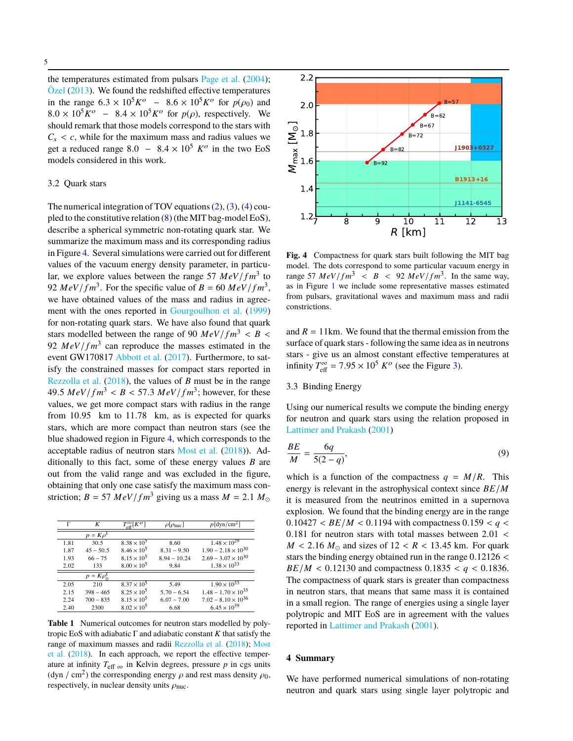the temperatures estimated from pulsars Page et al. (2004); Özel (2013). We found the redshifted effective temperatures in the range $6.3 \times 10^5 K^o$ – $8.6 \times 10^5 K^o$ for $p(\rho_0)$ and $8.0 \times 10^5 K^o$ – $8.4 \times 10^5 K^o$ for $p(\rho)$, respectively. We should remark that those models correspond to the stars with $C_s < c$, while for the maximum mass and radius values we get a reduced range $8.0$ – $8.4 \times 10^5$ $K^o$ in the two EoS models considered in this work.

### 3.2 Quark stars

The numerical integration of TOV equations (2), (3), (4) coupled to the constitutive relation (8) (the MIT bag-model EoS), describe a spherical symmetric non-rotating quark star. We summarize the maximum mass and its corresponding radius in Figure 4. Several simulations were carried out for different values of the vacuum energy density parameter, in particular, we explore values between the range $57\ MeV/fm^3$ to $92\ MeV/fm^3$. For the specific value of $B = 60\ MeV/fm^3$, we have obtained values of the mass and radius in agreement with the ones reported in Gourgoulhon et al. (1999) for non-rotating quark stars. We have also found that quark stars modelled between the range of $90\ MeV/fm^3 < B < 92\ MeV/fm^3$ can reproduce the masses estimated in the event GW170817 Abbott et al. (2017). Furthermore, to satisfy the constrained masses for compact stars reported in Rezzolla et al. (2018), the values of $B$ must be in the range $49.5\ MeV/fm^3 < B < 57.3\ MeV/fm^3$; however, for these values, we get more compact stars with radius in the range from 10.95 km to 11.78 km, as is expected for quarks stars, which are more compact than neutron stars (see the blue shadowed region in Figure 4, which corresponds to the acceptable radius of neutron stars Most et al. (2018)). Additionally to this fact, some of these energy values $B$ are out from the valid range and was excluded in the figure, obtaining that only one case satisfy the maximum mass constriction; $B = 57\ MeV/fm^3$ giving us a mass $M = 2.1\ M_\odot$ and $R = 11$km. We found that the thermal emission from the surface of quark stars - following the same idea as in neutrons stars - give us an almost constant effective temperatures at infinity $T^{\infty}_{\rm eff} = 7.95 \times 10^5\ K^o$ (see the Figure 3).

| Γ | $K$ | $T^{\infty}_{\rm eff}[K^o]$ | $\rho[\rho_{\rm nuc}]$ | $p$[dyn/cm$^2$] |
|---|---|---|---|---|
| | $p = K\rho^{\Gamma}$ | | | |
| 1.81 | 30.5 | $8.38 \times 10^5$ | 8.60 | $1.48 \times 10^{29}$ |
| 1.87 | 45 – 50.5 | $8.46 \times 10^5$ | 8.31 – 9.50 | $1.90 - 2.18 \times 10^{30}$ |
| 1.93 | 66 – 75 | $8.15 \times 10^5$ | 8.94 – 10.24 | $2.69 - 3.07 \times 10^{30}$ |
| 2.02 | 133 | $8.00 \times 10^5$ | 9.84 | $1.38 \times 10^{33}$ |
| | $p = K\rho_0^{\Gamma}$ | | | |
| 2.05 | 210 | $8.37 \times 10^5$ | 5.49 | $1.90 \times 10^{33}$ |
| 2.15 | 398 – 465 | $8.25 \times 10^5$ | 5.70 – 6.54 | $1.48 - 1.70 \times 10^{35}$ |
| 2.24 | 700 – 835 | $8.15 \times 10^5$ | 6.07 – 7.00 | $7.02 - 8.10 \times 10^{36}$ |
| 2.40 | 2300 | $8.02 \times 10^5$ | 6.68 | $6.45 \times 10^{39}$ |

**Table 1** Numerical outcomes for neutron stars modelled by polytropic EoS with adiabatic Γ and adiabatic constant $K$ that satisfy the range of maximum masses and radii Rezzolla et al. (2018); Most et al. (2018). In each approach, we report the effective temperature at infinity $T_{\rm eff\ \infty}$ in Kelvin degrees, pressure $p$ in cgs units (dyn / cm$^2$) the corresponding energy $\rho$ and rest mass density $\rho_0$, respectively, in nuclear density units $\rho_{\rm nuc}$.

**Fig. 4** Compactness for quark stars built following the MIT bag model. The dots correspond to some particular vacuum energy in range $57\ MeV/fm^3 < B < 92\ MeV/fm^3$. In the same way, as in Figure 1 we include some representative masses estimated from pulsars, gravitational waves and maximum mass and radii constrictions.

### 3.3 Binding Energy

Using our numerical results we compute the binding energy for neutron and quark stars using the relation proposed in Lattimer and Prakash (2001)

$$\frac{BE}{M} = \frac{6q}{5(2-q)}, \tag{9}$$

which is a function of the compactness $q = M/R$. This energy is relevant in the astrophysical context since $BE/M$ it is measured from the neutrinos emitted in a supernova explosion. We found that the binding energy are in the range $0.10427 < BE/M < 0.1194$ with compactness $0.159 < q < 0.181$ for neutron stars with total masses between $2.01 < M < 2.16\ M_\odot$ and sizes of $12 < R < 13.45$ km. For quark stars the binding energy obtained run in the range $0.12126 < BE/M < 0.12130$ and compactness $0.1835 < q < 0.1836$. The compactness of quark stars is greater than compactness in neutron stars, that means that same mass it is contained in a small region. The range of energies using a single layer polytropic and MIT EoS are in agreement with the values reported in Lattimer and Prakash (2001).

## 4 Summary

We have performed numerical simulations of non-rotating neutron and quark stars using single layer polytropic and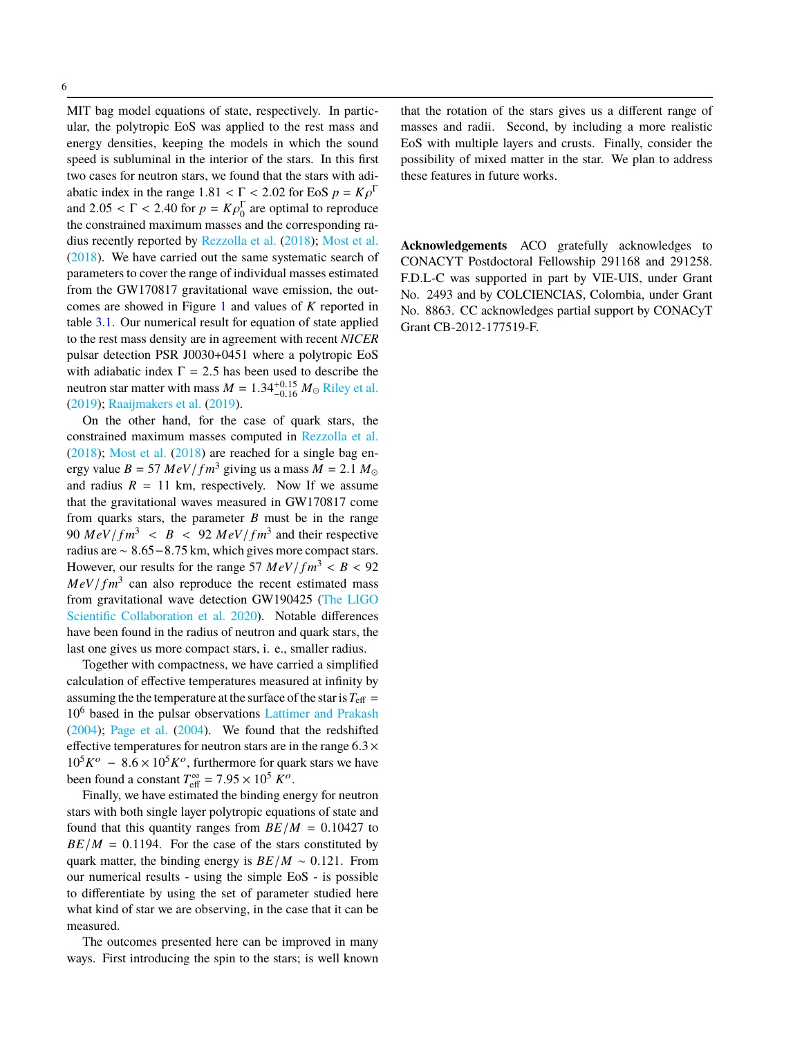MIT bag model equations of state, respectively. In particular, the polytropic EoS was applied to the rest mass and energy densities, keeping the models in which the sound speed is subluminal in the interior of the stars. In this first two cases for neutron stars, we found that the stars with adiabatic index in the range $1.81 < \Gamma < 2.02$ for EoS $p = K\rho^{\Gamma}$ and $2.05 < \Gamma < 2.40$ for $p = K\rho_0^{\Gamma}$ are optimal to reproduce the constrained maximum masses and the corresponding radius recently reported by Rezzolla et al. (2018); Most et al. (2018). We have carried out the same systematic search of parameters to cover the range of individual masses estimated from the GW170817 gravitational wave emission, the outcomes are showed in Figure 1 and values of $K$ reported in table 3.1. Our numerical result for equation of state applied to the rest mass density are in agreement with recent *NICER* pulsar detection PSR J0030+0451 where a polytropic EoS with adiabatic index $\Gamma = 2.5$ has been used to describe the neutron star matter with mass $M = 1.34^{+0.15}_{-0.16}\, M_{\odot}$ Riley et al. (2019); Raaijmakers et al. (2019).

On the other hand, for the case of quark stars, the constrained maximum masses computed in Rezzolla et al. (2018); Most et al. (2018) are reached for a single bag energy value $B = 57\ MeV/fm^3$ giving us a mass $M = 2.1\ M_{\odot}$ and radius $R = 11$ km, respectively. Now If we assume that the gravitational waves measured in GW170817 come from quarks stars, the parameter $B$ must be in the range $90\ MeV/fm^3 < B < 92\ MeV/fm^3$ and their respective radius are $\sim 8.65-8.75$ km, which gives more compact stars. However, our results for the range $57\ MeV/fm^3 < B < 92\ MeV/fm^3$ can also reproduce the recent estimated mass from gravitational wave detection GW190425 (The LIGO Scientific Collaboration et al. 2020). Notable differences have been found in the radius of neutron and quark stars, the last one gives us more compact stars, i. e., smaller radius.

Together with compactness, we have carried a simplified calculation of effective temperatures measured at infinity by assuming the the temperature at the surface of the star is $T_{\rm eff} = 10^6$ based in the pulsar observations Lattimer and Prakash (2004); Page et al. (2004). We found that the redshifted effective temperatures for neutron stars are in the range $6.3 \times 10^5 K^o - 8.6 \times 10^5 K^o$, furthermore for quark stars we have been found a constant $T^{\infty}_{\rm eff} = 7.95 \times 10^5\ K^o$.

Finally, we have estimated the binding energy for neutron stars with both single layer polytropic equations of state and found that this quantity ranges from $BE/M = 0.10427$ to $BE/M = 0.1194$. For the case of the stars constituted by quark matter, the binding energy is $BE/M \sim 0.121$. From our numerical results - using the simple EoS - is possible to differentiate by using the set of parameter studied here what kind of star we are observing, in the case that it can be measured.

The outcomes presented here can be improved in many ways. First introducing the spin to the stars; is well known that the rotation of the stars gives us a different range of masses and radii. Second, by including a more realistic EoS with multiple layers and crusts. Finally, consider the possibility of mixed matter in the star. We plan to address these features in future works.

**Acknowledgements** ACO gratefully acknowledges to CONACYT Postdoctoral Fellowship 291168 and 291258. F.D.L-C was supported in part by VIE-UIS, under Grant No. 2493 and by COLCIENCIAS, Colombia, under Grant No. 8863. CC acknowledges partial support by CONACyT Grant CB-2012-177519-F.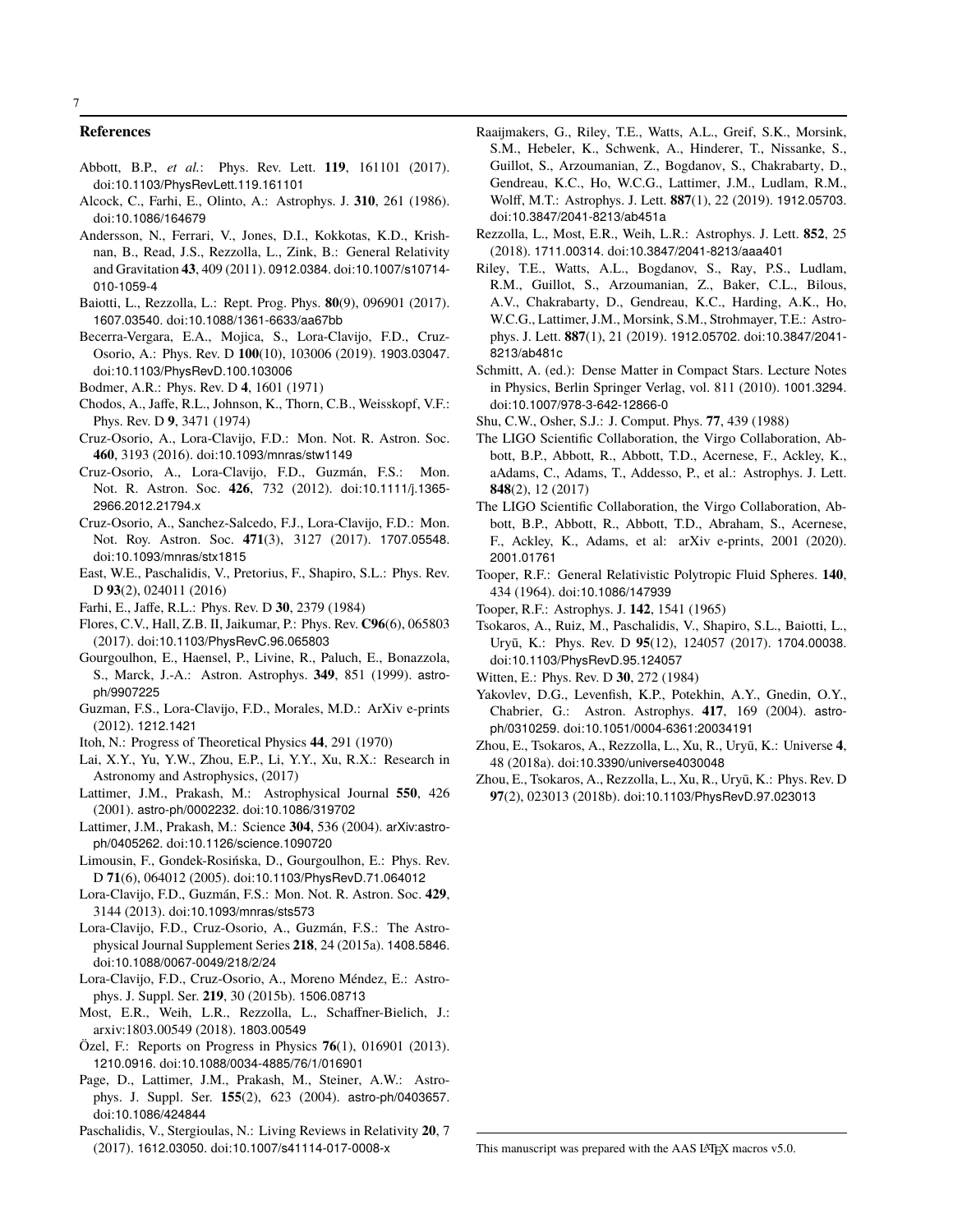## References

Abbott, B.P., *et al.*: Phys. Rev. Lett. **119**, 161101 (2017). doi:10.1103/PhysRevLett.119.161101

Alcock, C., Farhi, E., Olinto, A.: Astrophys. J. **310**, 261 (1986). doi:10.1086/164679

Andersson, N., Ferrari, V., Jones, D.I., Kokkotas, K.D., Krishnan, B., Read, J.S., Rezzolla, L., Zink, B.: General Relativity and Gravitation **43**, 409 (2011). 0912.0384. doi:10.1007/s10714-010-1059-4

Baiotti, L., Rezzolla, L.: Rept. Prog. Phys. **80**(9), 096901 (2017). 1607.03540. doi:10.1088/1361-6633/aa67bb

Becerra-Vergara, E.A., Mojica, S., Lora-Clavijo, F.D., Cruz-Osorio, A.: Phys. Rev. D **100**(10), 103006 (2019). 1903.03047. doi:10.1103/PhysRevD.100.103006

Bodmer, A.R.: Phys. Rev. D **4**, 1601 (1971)

Chodos, A., Jaffe, R.L., Johnson, K., Thorn, C.B., Weisskopf, V.F.: Phys. Rev. D **9**, 3471 (1974)

Cruz-Osorio, A., Lora-Clavijo, F.D.: Mon. Not. R. Astron. Soc. **460**, 3193 (2016). doi:10.1093/mnras/stw1149

Cruz-Osorio, A., Lora-Clavijo, F.D., Guzmán, F.S.: Mon. Not. R. Astron. Soc. **426**, 732 (2012). doi:10.1111/j.1365-2966.2012.21794.x

Cruz-Osorio, A., Sanchez-Salcedo, F.J., Lora-Clavijo, F.D.: Mon. Not. Roy. Astron. Soc. **471**(3), 3127 (2017). 1707.05548. doi:10.1093/mnras/stx1815

East, W.E., Paschalidis, V., Pretorius, F., Shapiro, S.L.: Phys. Rev. D **93**(2), 024011 (2016)

Farhi, E., Jaffe, R.L.: Phys. Rev. D **30**, 2379 (1984)

Flores, C.V., Hall, Z.B. II, Jaikumar, P.: Phys. Rev. **C96**(6), 065803 (2017). doi:10.1103/PhysRevC.96.065803

Gourgoulhon, E., Haensel, P., Livine, R., Paluch, E., Bonazzola, S., Marck, J.-A.: Astron. Astrophys. **349**, 851 (1999). astro-ph/9907225

Guzman, F.S., Lora-Clavijo, F.D., Morales, M.D.: ArXiv e-prints (2012). 1212.1421

Itoh, N.: Progress of Theoretical Physics **44**, 291 (1970)

Lai, X.Y., Yu, Y.W., Zhou, E.P., Li, Y.Y., Xu, R.X.: Research in Astronomy and Astrophysics, (2017)

Lattimer, J.M., Prakash, M.: Astrophysical Journal **550**, 426 (2001). astro-ph/0002232. doi:10.1086/319702

Lattimer, J.M., Prakash, M.: Science **304**, 536 (2004). arXiv:astro-ph/0405262. doi:10.1126/science.1090720

Limousin, F., Gondek-Rosińska, D., Gourgoulhon, E.: Phys. Rev. D **71**(6), 064012 (2005). doi:10.1103/PhysRevD.71.064012

Lora-Clavijo, F.D., Guzmán, F.S.: Mon. Not. R. Astron. Soc. **429**, 3144 (2013). doi:10.1093/mnras/sts573

Lora-Clavijo, F.D., Cruz-Osorio, A., Guzmán, F.S.: The Astrophysical Journal Supplement Series **218**, 24 (2015a). 1408.5846. doi:10.1088/0067-0049/218/2/24

Lora-Clavijo, F.D., Cruz-Osorio, A., Moreno Méndez, E.: Astrophys. J. Suppl. Ser. **219**, 30 (2015b). 1506.08713

Most, E.R., Weih, L.R., Rezzolla, L., Schaffner-Bielich, J.: arxiv:1803.00549 (2018). 1803.00549

Özel, F.: Reports on Progress in Physics **76**(1), 016901 (2013). 1210.0916. doi:10.1088/0034-4885/76/1/016901

Page, D., Lattimer, J.M., Prakash, M., Steiner, A.W.: Astrophys. J. Suppl. Ser. **155**(2), 623 (2004). astro-ph/0403657. doi:10.1086/424844

Paschalidis, V., Stergioulas, N.: Living Reviews in Relativity **20**, 7 (2017). 1612.03050. doi:10.1007/s41114-017-0008-x

Raaijmakers, G., Riley, T.E., Watts, A.L., Greif, S.K., Morsink, S.M., Hebeler, K., Schwenk, A., Hinderer, T., Nissanke, S., Guillot, S., Arzoumanian, Z., Bogdanov, S., Chakrabarty, D., Gendreau, K.C., Ho, W.C.G., Lattimer, J.M., Ludlam, R.M., Wolff, M.T.: Astrophys. J. Lett. **887**(1), 22 (2019). 1912.05703. doi:10.3847/2041-8213/ab451a

Rezzolla, L., Most, E.R., Weih, L.R.: Astrophys. J. Lett. **852**, 25 (2018). 1711.00314. doi:10.3847/2041-8213/aaa401

Riley, T.E., Watts, A.L., Bogdanov, S., Ray, P.S., Ludlam, R.M., Guillot, S., Arzoumanian, Z., Baker, C.L., Bilous, A.V., Chakrabarty, D., Gendreau, K.C., Harding, A.K., Ho, W.C.G., Lattimer, J.M., Morsink, S.M., Strohmayer, T.E.: Astrophys. J. Lett. **887**(1), 21 (2019). 1912.05702. doi:10.3847/2041-8213/ab481c

Schmitt, A. (ed.): Dense Matter in Compact Stars. Lecture Notes in Physics, Berlin Springer Verlag, vol. 811 (2010). 1001.3294. doi:10.1007/978-3-642-12866-0

Shu, C.W., Osher, S.J.: J. Comput. Phys. **77**, 439 (1988)

The LIGO Scientific Collaboration, the Virgo Collaboration, Abbott, B.P., Abbott, R., Abbott, T.D., Acernese, F., Ackley, K., aAdams, C., Adams, T., Addesso, P., et al.: Astrophys. J. Lett. **848**(2), 12 (2017)

The LIGO Scientific Collaboration, the Virgo Collaboration, Abbott, B.P., Abbott, R., Abbott, T.D., Abraham, S., Acernese, F., Ackley, K., Adams, et al: arXiv e-prints, 2001 (2020). 2001.01761

Tooper, R.F.: General Relativistic Polytropic Fluid Spheres. **140**, 434 (1964). doi:10.1086/147939

Tooper, R.F.: Astrophys. J. **142**, 1541 (1965)

Tsokaros, A., Ruiz, M., Paschalidis, V., Shapiro, S.L., Baiotti, L., Uryū, K.: Phys. Rev. D **95**(12), 124057 (2017). 1704.00038. doi:10.1103/PhysRevD.95.124057

Witten, E.: Phys. Rev. D **30**, 272 (1984)

Yakovlev, D.G., Levenfish, K.P., Potekhin, A.Y., Gnedin, O.Y., Chabrier, G.: Astron. Astrophys. **417**, 169 (2004). astro-ph/0310259. doi:10.1051/0004-6361:20034191

Zhou, E., Tsokaros, A., Rezzolla, L., Xu, R., Uryū, K.: Universe **4**, 48 (2018a). doi:10.3390/universe4030048

Zhou, E., Tsokaros, A., Rezzolla, L., Xu, R., Uryū, K.: Phys. Rev. D **97**(2), 023013 (2018b). doi:10.1103/PhysRevD.97.023013

This manuscript was prepared with the AAS LaTeX macros v5.0.